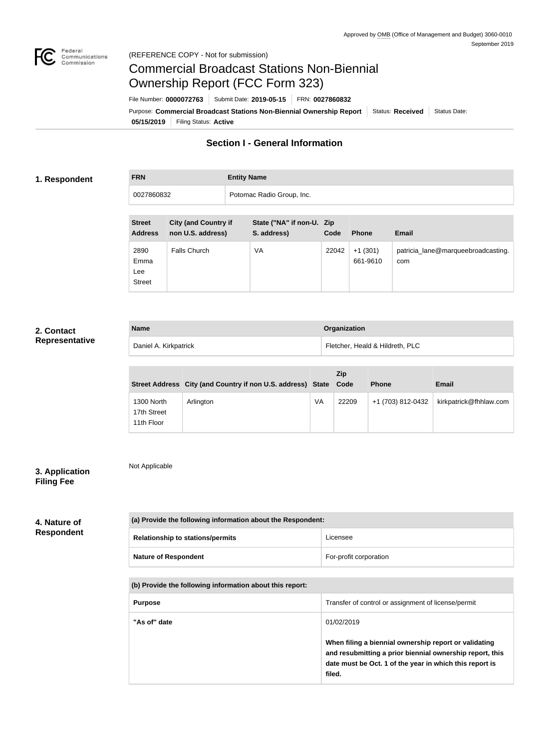Approved by OMB (Office of Management and Budget) 3060-0010
September 2019

(REFERENCE COPY - Not for submission)

# Commercial Broadcast Stations Non-Biennial Ownership Report (FCC Form 323)

File Number: **0000072763** | Submit Date: **2019-05-15** | FRN: **0027860832**

Purpose: **Commercial Broadcast Stations Non-Biennial Ownership Report** | Status: **Received** | Status Date: **05/15/2019** | Filing Status: **Active**

## Section I - General Information

### 1. Respondent

| FRN | Entity Name |
| --- | --- |
| 0027860832 | Potomac Radio Group, Inc. |

| Street Address | City (and Country if non U.S. address) | State ("NA" if non-U. S. address) | Zip Code | Phone | Email |
| --- | --- | --- | --- | --- | --- |
| 2890 Emma Lee Street | Falls Church | VA | 22042 | +1 (301) 661-9610 | patricia_lane@marqueebroadcasting.com |

### 2. Contact Representative

| Name | Organization |
| --- | --- |
| Daniel A. Kirkpatrick | Fletcher, Heald & Hildreth, PLC |

| Street Address | City (and Country if non U.S. address) | State | Zip Code | Phone | Email |
| --- | --- | --- | --- | --- | --- |
| 1300 North 17th Street 11th Floor | Arlington | VA | 22209 | +1 (703) 812-0432 | kirkpatrick@fhhlaw.com |

### 3. Application Filing Fee

Not Applicable

### 4. Nature of Respondent

| (a) Provide the following information about the Respondent: | |
| --- | --- |
| **Relationship to stations/permits** | Licensee |
| **Nature of Respondent** | For-profit corporation |

| (b) Provide the following information about this report: | |
| --- | --- |
| **Purpose** | Transfer of control or assignment of license/permit |
| **"As of" date** | 01/02/2019<br><br>**When filing a biennial ownership report or validating and resubmitting a prior biennial ownership report, this date must be Oct. 1 of the year in which this report is filed.** |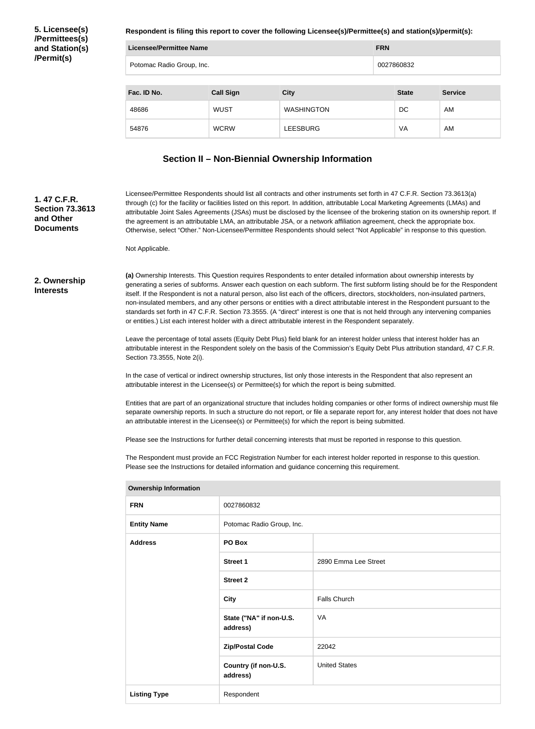**5. Licensee(s) /Permittees(s) and Station(s) /Permit(s)**

**Respondent is filing this report to cover the following Licensee(s)/Permittee(s) and station(s)/permit(s):**

| Licensee/Permittee Name | FRN |
| --- | --- |
| Potomac Radio Group, Inc. | 0027860832 |

| Fac. ID No. | Call Sign | City | State | Service |
| --- | --- | --- | --- | --- |
| 48686 | WUST | WASHINGTON | DC | AM |
| 54876 | WCRW | LEESBURG | VA | AM |

## Section II – Non-Biennial Ownership Information

**1. 47 C.F.R. Section 73.3613 and Other Documents**

Licensee/Permittee Respondents should list all contracts and other instruments set forth in 47 C.F.R. Section 73.3613(a) through (c) for the facility or facilities listed on this report. In addition, attributable Local Marketing Agreements (LMAs) and attributable Joint Sales Agreements (JSAs) must be disclosed by the licensee of the brokering station on its ownership report. If the agreement is an attributable LMA, an attributable JSA, or a network affiliation agreement, check the appropriate box. Otherwise, select "Other." Non-Licensee/Permittee Respondents should select "Not Applicable" in response to this question.

Not Applicable.

**2. Ownership Interests**

**(a)** Ownership Interests. This Question requires Respondents to enter detailed information about ownership interests by generating a series of subforms. Answer each question on each subform. The first subform listing should be for the Respondent itself. If the Respondent is not a natural person, also list each of the officers, directors, stockholders, non-insulated partners, non-insulated members, and any other persons or entities with a direct attributable interest in the Respondent pursuant to the standards set forth in 47 C.F.R. Section 73.3555. (A "direct" interest is one that is not held through any intervening companies or entities.) List each interest holder with a direct attributable interest in the Respondent separately.

Leave the percentage of total assets (Equity Debt Plus) field blank for an interest holder unless that interest holder has an attributable interest in the Respondent solely on the basis of the Commission's Equity Debt Plus attribution standard, 47 C.F.R. Section 73.3555, Note 2(i).

In the case of vertical or indirect ownership structures, list only those interests in the Respondent that also represent an attributable interest in the Licensee(s) or Permittee(s) for which the report is being submitted.

Entities that are part of an organizational structure that includes holding companies or other forms of indirect ownership must file separate ownership reports. In such a structure do not report, or file a separate report for, any interest holder that does not have an attributable interest in the Licensee(s) or Permittee(s) for which the report is being submitted.

Please see the Instructions for further detail concerning interests that must be reported in response to this question.

The Respondent must provide an FCC Registration Number for each interest holder reported in response to this question. Please see the Instructions for detailed information and guidance concerning this requirement.

| Ownership Information | | |
| --- | --- | --- |
| **FRN** | 0027860832 | |
| **Entity Name** | Potomac Radio Group, Inc. | |
| **Address** | **PO Box** | |
| | **Street 1** | 2890 Emma Lee Street |
| | **Street 2** | |
| | **City** | Falls Church |
| | **State ("NA" if non-U.S. address)** | VA |
| | **Zip/Postal Code** | 22042 |
| | **Country (if non-U.S. address)** | United States |
| **Listing Type** | Respondent | |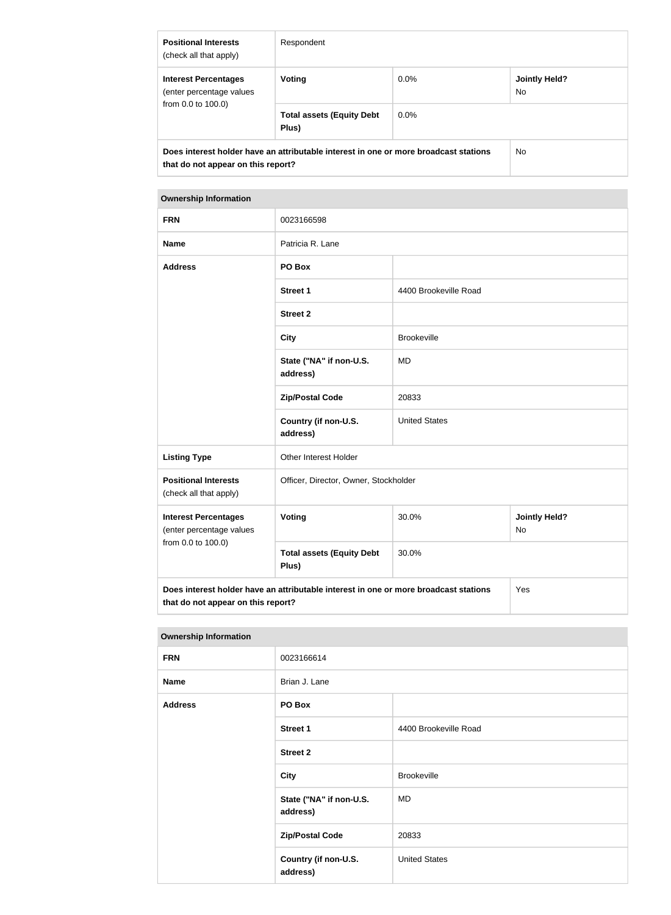| | | | |
|---|---|---|---|
| **Positional Interests** (check all that apply) | Respondent | | |
| **Interest Percentages** (enter percentage values from 0.0 to 100.0) | **Voting** | 0.0% | **Jointly Held?** No |
| | **Total assets (Equity Debt Plus)** | 0.0% | |
| **Does interest holder have an attributable interest in one or more broadcast stations that do not appear on this report?** | | | No |

| **Ownership Information** | | | |
|---|---|---|---|
| **FRN** | 0023166598 | | |
| **Name** | Patricia R. Lane | | |
| **Address** | **PO Box** | | |
| | **Street 1** | 4400 Brookeville Road | |
| | **Street 2** | | |
| | **City** | Brookeville | |
| | **State ("NA" if non-U.S. address)** | MD | |
| | **Zip/Postal Code** | 20833 | |
| | **Country (if non-U.S. address)** | United States | |
| **Listing Type** | Other Interest Holder | | |
| **Positional Interests** (check all that apply) | Officer, Director, Owner, Stockholder | | |
| **Interest Percentages** (enter percentage values from 0.0 to 100.0) | **Voting** | 30.0% | **Jointly Held?** No |
| | **Total assets (Equity Debt Plus)** | 30.0% | |
| **Does interest holder have an attributable interest in one or more broadcast stations that do not appear on this report?** | | | Yes |

| **Ownership Information** | | |
|---|---|---|
| **FRN** | 0023166614 | |
| **Name** | Brian J. Lane | |
| **Address** | **PO Box** | |
| | **Street 1** | 4400 Brookeville Road |
| | **Street 2** | |
| | **City** | Brookeville |
| | **State ("NA" if non-U.S. address)** | MD |
| | **Zip/Postal Code** | 20833 |
| | **Country (if non-U.S. address)** | United States |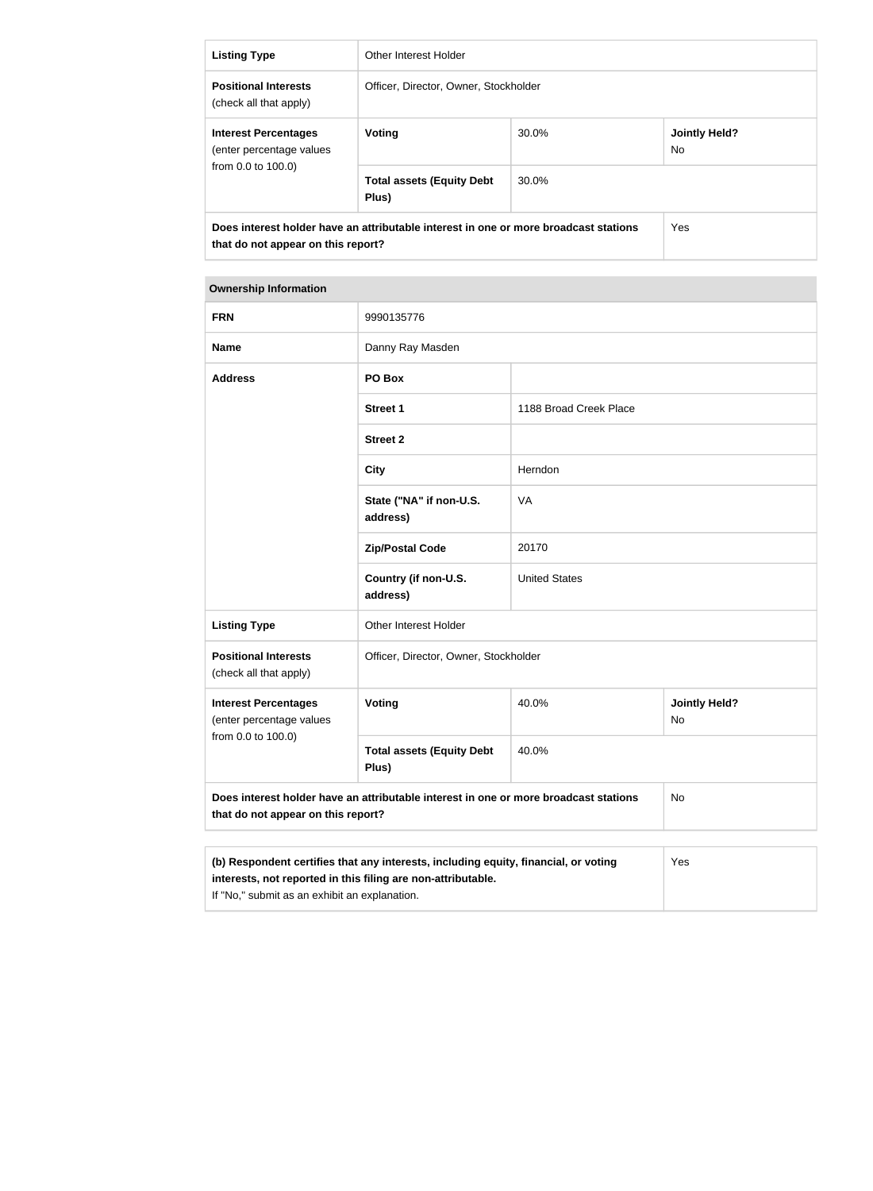| Listing Type | Other Interest Holder | | |
|---|---|---|---|
| **Positional Interests** (check all that apply) | Officer, Director, Owner, Stockholder | | |
| **Interest Percentages** (enter percentage values from 0.0 to 100.0) | **Voting** | 30.0% | **Jointly Held?** No |
| | **Total assets (Equity Debt Plus)** | 30.0% | |
| **Does interest holder have an attributable interest in one or more broadcast stations that do not appear on this report?** | | | Yes |

| Ownership Information | | | |
|---|---|---|---|
| **FRN** | 9990135776 | | |
| **Name** | Danny Ray Masden | | |
| **Address** | **PO Box** | | |
| | **Street 1** | 1188 Broad Creek Place | |
| | **Street 2** | | |
| | **City** | Herndon | |
| | **State ("NA" if non-U.S. address)** | VA | |
| | **Zip/Postal Code** | 20170 | |
| | **Country (if non-U.S. address)** | United States | |
| **Listing Type** | Other Interest Holder | | |
| **Positional Interests** (check all that apply) | Officer, Director, Owner, Stockholder | | |
| **Interest Percentages** (enter percentage values from 0.0 to 100.0) | **Voting** | 40.0% | **Jointly Held?** No |
| | **Total assets (Equity Debt Plus)** | 40.0% | |
| **Does interest holder have an attributable interest in one or more broadcast stations that do not appear on this report?** | | | No |

| (b) Respondent certifies that any interests, including equity, financial, or voting interests, not reported in this filing are non-attributable. If "No," submit as an exhibit an explanation. | Yes |
|---|---|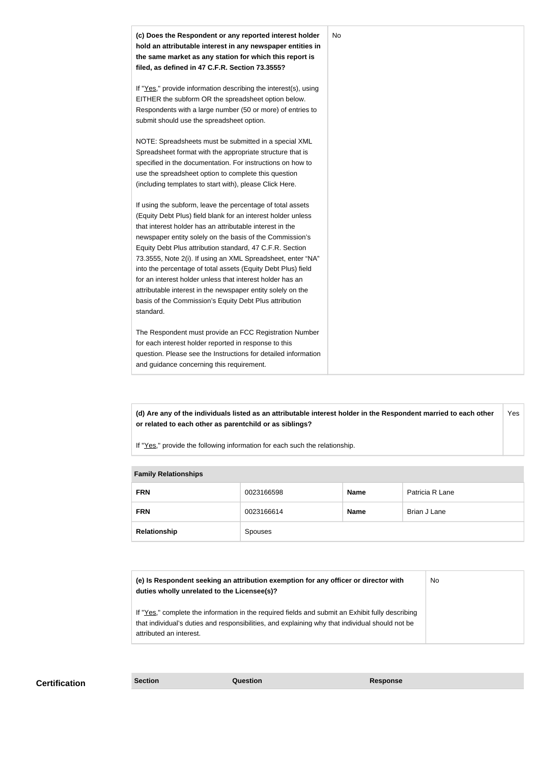| **(c) Does the Respondent or any reported interest holder hold an attributable interest in any newspaper entities in the same market as any station for which this report is filed, as defined in 47 C.F.R. Section 73.3555?**<br><br>If "Yes," provide information describing the interest(s), using EITHER the subform OR the spreadsheet option below. Respondents with a large number (50 or more) of entries to submit should use the spreadsheet option.<br><br>NOTE: Spreadsheets must be submitted in a special XML Spreadsheet format with the appropriate structure that is specified in the documentation. For instructions on how to use the spreadsheet option to complete this question (including templates to start with), please Click Here.<br><br>If using the subform, leave the percentage of total assets (Equity Debt Plus) field blank for an interest holder unless that interest holder has an attributable interest in the newspaper entity solely on the basis of the Commission's Equity Debt Plus attribution standard, 47 C.F.R. Section 73.3555, Note 2(i). If using an XML Spreadsheet, enter "NA" into the percentage of total assets (Equity Debt Plus) field for an interest holder unless that interest holder has an attributable interest in the newspaper entity solely on the basis of the Commission's Equity Debt Plus attribution standard.<br><br>The Respondent must provide an FCC Registration Number for each interest holder reported in response to this question. Please see the Instructions for detailed information and guidance concerning this requirement. | No |
|---|---|

| **(d) Are any of the individuals listed as an attributable interest holder in the Respondent married to each other or related to each other as parentchild or as siblings?**<br><br>If "Yes," provide the following information for each such the relationship. | Yes |
|---|---|

| **Family Relationships** | | | |
|---|---|---|---|
| **FRN** | 0023166598 | **Name** | Patricia R Lane |
| **FRN** | 0023166614 | **Name** | Brian J Lane |
| **Relationship** | Spouses | | |

| **(e) Is Respondent seeking an attribution exemption for any officer or director with duties wholly unrelated to the Licensee(s)?**<br><br>If "Yes," complete the information in the required fields and submit an Exhibit fully describing that individual's duties and responsibilities, and explaining why that individual should not be attributed an interest. | No |
|---|---|

## Certification

| Section | Question | Response |
|---|---|---|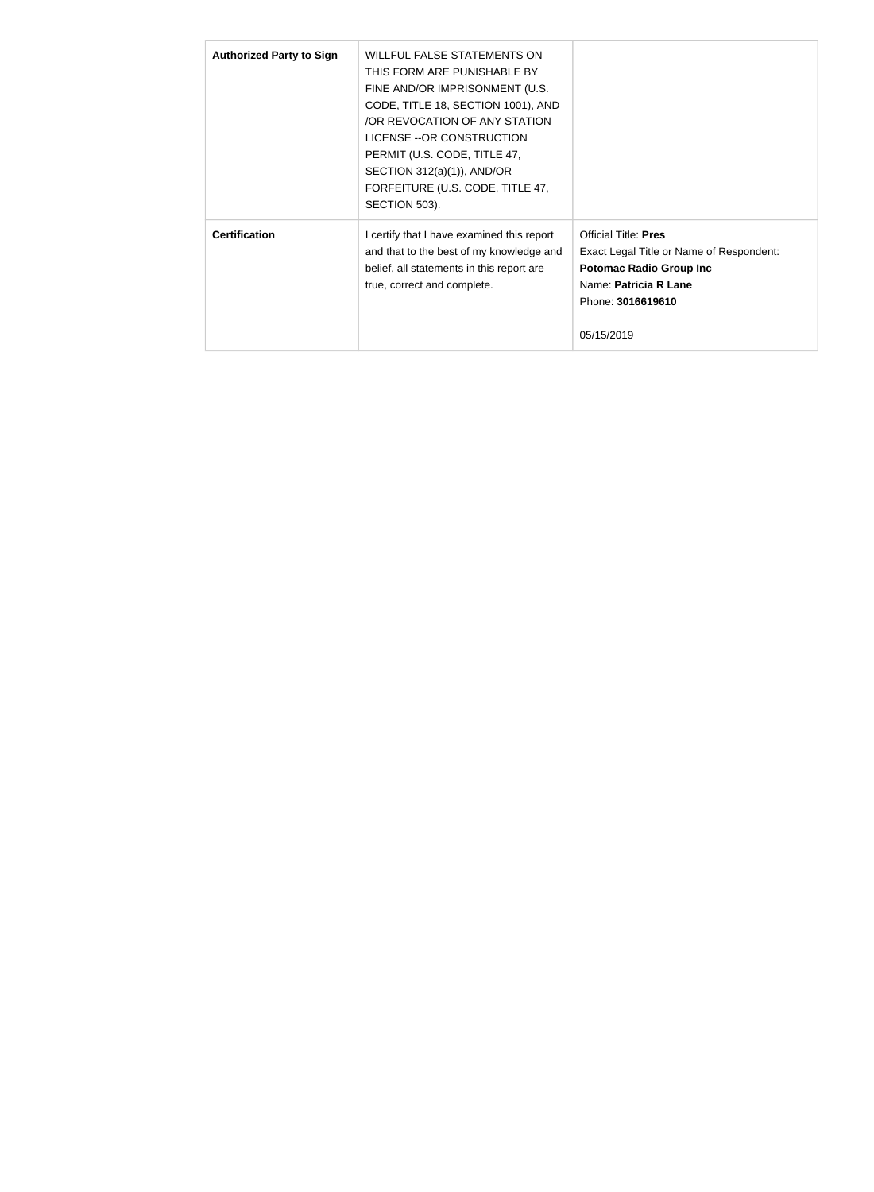| | | |
|---|---|---|
| **Authorized Party to Sign** | WILLFUL FALSE STATEMENTS ON THIS FORM ARE PUNISHABLE BY FINE AND/OR IMPRISONMENT (U.S. CODE, TITLE 18, SECTION 1001), AND /OR REVOCATION OF ANY STATION LICENSE --OR CONSTRUCTION PERMIT (U.S. CODE, TITLE 47, SECTION 312(a)(1)), AND/OR FORFEITURE (U.S. CODE, TITLE 47, SECTION 503). | |
| **Certification** | I certify that I have examined this report and that to the best of my knowledge and belief, all statements in this report are true, correct and complete. | Official Title: **Pres**<br>Exact Legal Title or Name of Respondent: **Potomac Radio Group Inc**<br>Name: **Patricia R Lane**<br>Phone: **3016619610**<br><br>05/15/2019 |